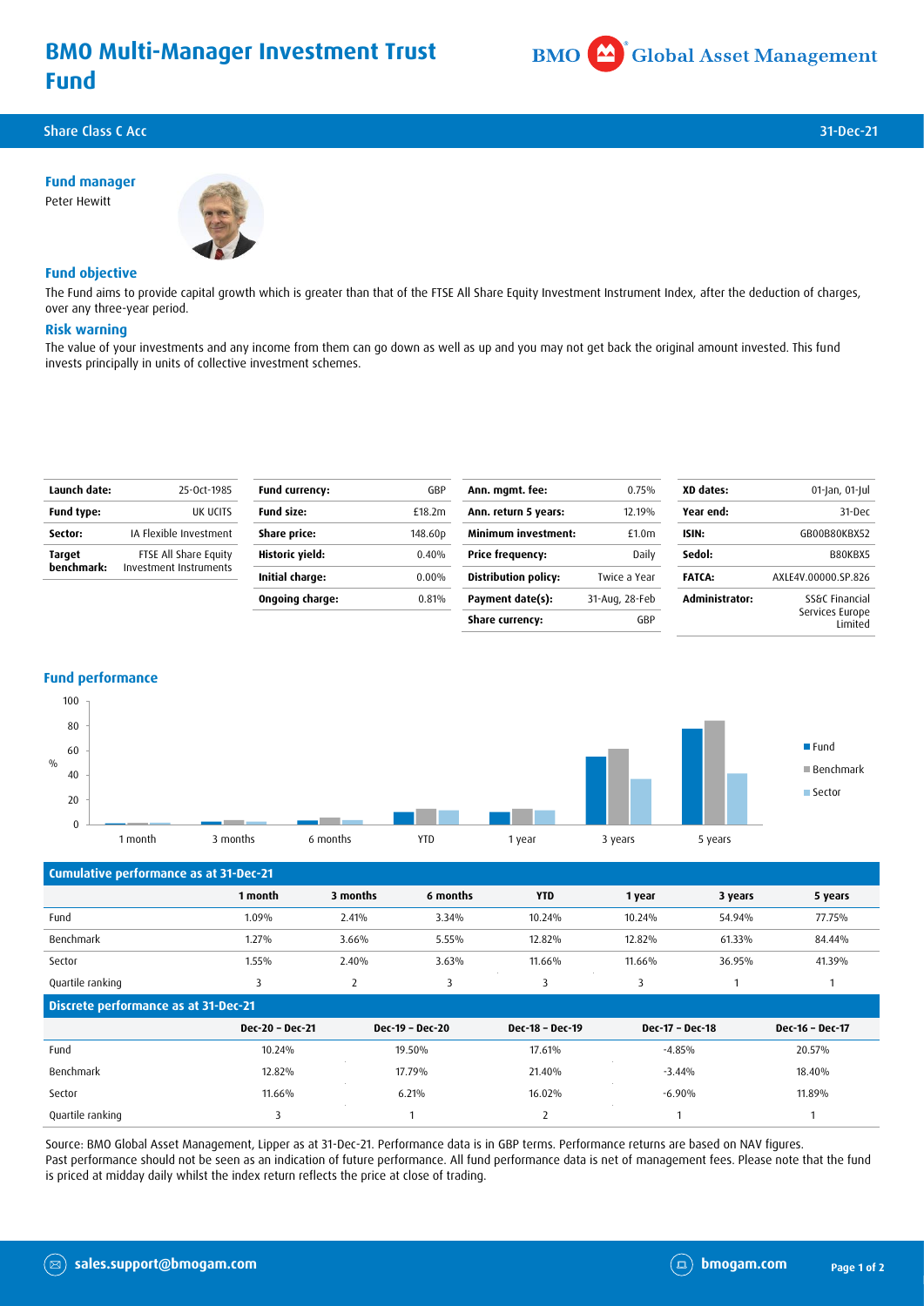# BMO Multi-Manager Investment Trust Fund

BMO Global Asset Management

Share Class C Acc — 31-Dec-21

### Fund manager

Peter Hewitt

### Fund objective

The Fund aims to provide capital growth which is greater than that of the FTSE All Share Equity Investment Instrument Index, after the deduction of charges, over any three-year period.

### Risk warning

The value of your investments and any income from them can go down as well as up and you may not get back the original amount invested. This fund invests principally in units of collective investment schemes.

| | |
|---|---|
| **Launch date:** | 25-Oct-1985 |
| **Fund type:** | UK UCITS |
| **Sector:** | IA Flexible Investment |
| **Target benchmark:** | FTSE All Share Equity Investment Instruments |

| | |
|---|---|
| **Fund currency:** | GBP |
| **Fund size:** | £18.2m |
| **Share price:** | 148.60p |
| **Historic yield:** | 0.40% |
| **Initial charge:** | 0.00% |
| **Ongoing charge:** | 0.81% |

| | |
|---|---|
| **Ann. mgmt. fee:** | 0.75% |
| **Ann. return 5 years:** | 12.19% |
| **Minimum investment:** | £1.0m |
| **Price frequency:** | Daily |
| **Distribution policy:** | Twice a Year |
| **Payment date(s):** | 31-Aug, 28-Feb |
| **Share currency:** | GBP |

| | |
|---|---|
| **XD dates:** | 01-Jan, 01-Jul |
| **Year end:** | 31-Dec |
| **ISIN:** | GB00B80KBX52 |
| **Sedol:** | B80KBX5 |
| **FATCA:** | AXLE4V.00000.SP.826 |
| **Administrator:** | SS&C Financial Services Europe Limited |

### Fund performance

**Cumulative performance as at 31-Dec-21**

| | 1 month | 3 months | 6 months | YTD | 1 year | 3 years | 5 years |
|---|---|---|---|---|---|---|---|
| Fund | 1.09% | 2.41% | 3.34% | 10.24% | 10.24% | 54.94% | 77.75% |
| Benchmark | 1.27% | 3.66% | 5.55% | 12.82% | 12.82% | 61.33% | 84.44% |
| Sector | 1.55% | 2.40% | 3.63% | 11.66% | 11.66% | 36.95% | 41.39% |
| Quartile ranking | 3 | 2 | 3 | 3 | 3 | 1 | 1 |

**Discrete performance as at 31-Dec-21**

| | Dec-20 - Dec-21 | Dec-19 - Dec-20 | Dec-18 - Dec-19 | Dec-17 - Dec-18 | Dec-16 - Dec-17 |
|---|---|---|---|---|---|
| Fund | 10.24% | 19.50% | 17.61% | -4.85% | 20.57% |
| Benchmark | 12.82% | 17.79% | 21.40% | -3.44% | 18.40% |
| Sector | 11.66% | 6.21% | 16.02% | -6.90% | 11.89% |
| Quartile ranking | 3 | 1 | 2 | 1 | 1 |

Source: BMO Global Asset Management, Lipper as at 31-Dec-21. Performance data is in GBP terms. Performance returns are based on NAV figures. Past performance should not be seen as an indication of future performance. All fund performance data is net of management fees. Please note that the fund is priced at midday daily whilst the index return reflects the price at close of trading.

sales.support@bmogam.com — bmogam.com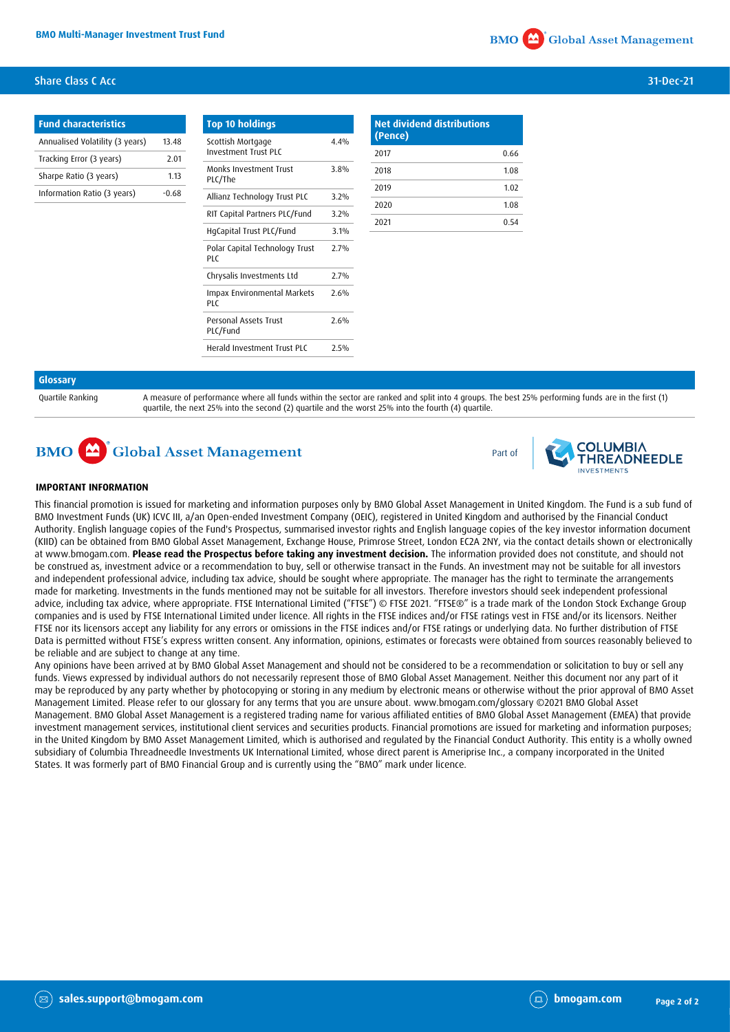Share Class C Acc

31-Dec-21

## Fund characteristics

| Fund characteristics | |
|---|---|
| Annualised Volatility (3 years) | 13.48 |
| Tracking Error (3 years) | 2.01 |
| Sharpe Ratio (3 years) | 1.13 |
| Information Ratio (3 years) | -0.68 |

## Top 10 holdings

| Top 10 holdings | |
|---|---|
| Scottish Mortgage Investment Trust PLC | 4.4% |
| Monks Investment Trust PLC/The | 3.8% |
| Allianz Technology Trust PLC | 3.2% |
| RIT Capital Partners PLC/Fund | 3.2% |
| HgCapital Trust PLC/Fund | 3.1% |
| Polar Capital Technology Trust PLC | 2.7% |
| Chrysalis Investments Ltd | 2.7% |
| Impax Environmental Markets PLC | 2.6% |
| Personal Assets Trust PLC/Fund | 2.6% |
| Herald Investment Trust PLC | 2.5% |

## Net dividend distributions (Pence)

| Net dividend distributions (Pence) | |
|---|---|
| 2017 | 0.66 |
| 2018 | 1.08 |
| 2019 | 1.02 |
| 2020 | 1.08 |
| 2021 | 0.54 |

## Glossary

**Quartile Ranking** A measure of performance where all funds within the sector are ranked and split into 4 groups. The best 25% performing funds are in the first (1) quartile, the next 25% into the second (2) quartile and the worst 25% into the fourth (4) quartile.

BMO Global Asset Management — Part of Columbia Threadneedle Investments

### IMPORTANT INFORMATION

This financial promotion is issued for marketing and information purposes only by BMO Global Asset Management in United Kingdom. The Fund is a sub fund of BMO Investment Funds (UK) ICVC III, a/an Open-ended Investment Company (OEIC), registered in United Kingdom and authorised by the Financial Conduct Authority. English language copies of the Fund's Prospectus, summarised investor rights and English language copies of the key investor information document (KIID) can be obtained from BMO Global Asset Management, Exchange House, Primrose Street, London EC2A 2NY, via the contact details shown or electronically at www.bmogam.com. **Please read the Prospectus before taking any investment decision.** The information provided does not constitute, and should not be construed as, investment advice or a recommendation to buy, sell or otherwise transact in the Funds. An investment may not be suitable for all investors and independent professional advice, including tax advice, should be sought where appropriate. The manager has the right to terminate the arrangements made for marketing. Investments in the funds mentioned may not be suitable for all investors. Therefore investors should seek independent professional advice, including tax advice, where appropriate. FTSE International Limited ("FTSE") © FTSE 2021. "FTSE®" is a trade mark of the London Stock Exchange Group companies and is used by FTSE International Limited under licence. All rights in the FTSE indices and/or FTSE ratings vest in FTSE and/or its licensors. Neither FTSE nor its licensors accept any liability for any errors or omissions in the FTSE indices and/or FTSE ratings or underlying data. No further distribution of FTSE Data is permitted without FTSE's express written consent. Any information, opinions, estimates or forecasts were obtained from sources reasonably believed to be reliable and are subject to change at any time.

Any opinions have been arrived at by BMO Global Asset Management and should not be considered to be a recommendation or solicitation to buy or sell any funds. Views expressed by individual authors do not necessarily represent those of BMO Global Asset Management. Neither this document nor any part of it may be reproduced by any party whether by photocopying or storing in any medium by electronic means or otherwise without the prior approval of BMO Asset Management Limited. Please refer to our glossary for any terms that you are unsure about. www.bmogam.com/glossary ©2021 BMO Global Asset Management. BMO Global Asset Management is a registered trading name for various affiliated entities of BMO Global Asset Management (EMEA) that provide investment management services, institutional client services and securities products. Financial promotions are issued for marketing and information purposes; in the United Kingdom by BMO Asset Management Limited, which is authorised and regulated by the Financial Conduct Authority. This entity is a wholly owned subsidiary of Columbia Threadneedle Investments UK International Limited, whose direct parent is Ameriprise Inc., a company incorporated in the United States. It was formerly part of BMO Financial Group and is currently using the "BMO" mark under licence.

sales.support@bmogam.com

bmogam.com